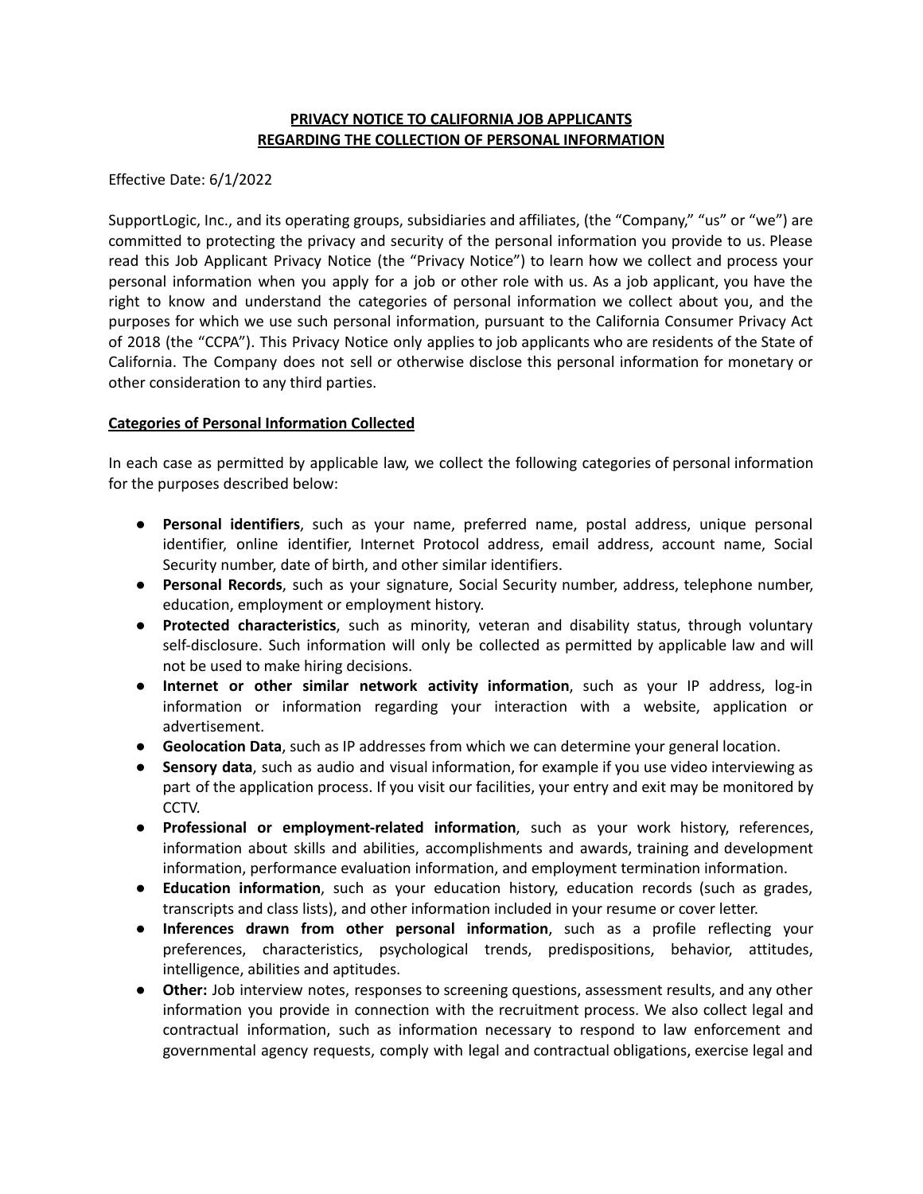# PRIVACY NOTICE TO CALIFORNIA JOB APPLICANTS REGARDING THE COLLECTION OF PERSONAL INFORMATION

Effective Date: 6/1/2022

SupportLogic, Inc., and its operating groups, subsidiaries and affiliates, (the "Company," "us" or "we") are committed to protecting the privacy and security of the personal information you provide to us. Please read this Job Applicant Privacy Notice (the "Privacy Notice") to learn how we collect and process your personal information when you apply for a job or other role with us. As a job applicant, you have the right to know and understand the categories of personal information we collect about you, and the purposes for which we use such personal information, pursuant to the California Consumer Privacy Act of 2018 (the "CCPA"). This Privacy Notice only applies to job applicants who are residents of the State of California. The Company does not sell or otherwise disclose this personal information for monetary or other consideration to any third parties.

## Categories of Personal Information Collected

In each case as permitted by applicable law, we collect the following categories of personal information for the purposes described below:

- **Personal identifiers**, such as your name, preferred name, postal address, unique personal identifier, online identifier, Internet Protocol address, email address, account name, Social Security number, date of birth, and other similar identifiers.
- **Personal Records**, such as your signature, Social Security number, address, telephone number, education, employment or employment history.
- **Protected characteristics**, such as minority, veteran and disability status, through voluntary self-disclosure. Such information will only be collected as permitted by applicable law and will not be used to make hiring decisions.
- **Internet or other similar network activity information**, such as your IP address, log-in information or information regarding your interaction with a website, application or advertisement.
- **Geolocation Data**, such as IP addresses from which we can determine your general location.
- **Sensory data**, such as audio and visual information, for example if you use video interviewing as part of the application process. If you visit our facilities, your entry and exit may be monitored by CCTV.
- **Professional or employment-related information**, such as your work history, references, information about skills and abilities, accomplishments and awards, training and development information, performance evaluation information, and employment termination information.
- **Education information**, such as your education history, education records (such as grades, transcripts and class lists), and other information included in your resume or cover letter.
- **Inferences drawn from other personal information**, such as a profile reflecting your preferences, characteristics, psychological trends, predispositions, behavior, attitudes, intelligence, abilities and aptitudes.
- **Other:** Job interview notes, responses to screening questions, assessment results, and any other information you provide in connection with the recruitment process. We also collect legal and contractual information, such as information necessary to respond to law enforcement and governmental agency requests, comply with legal and contractual obligations, exercise legal and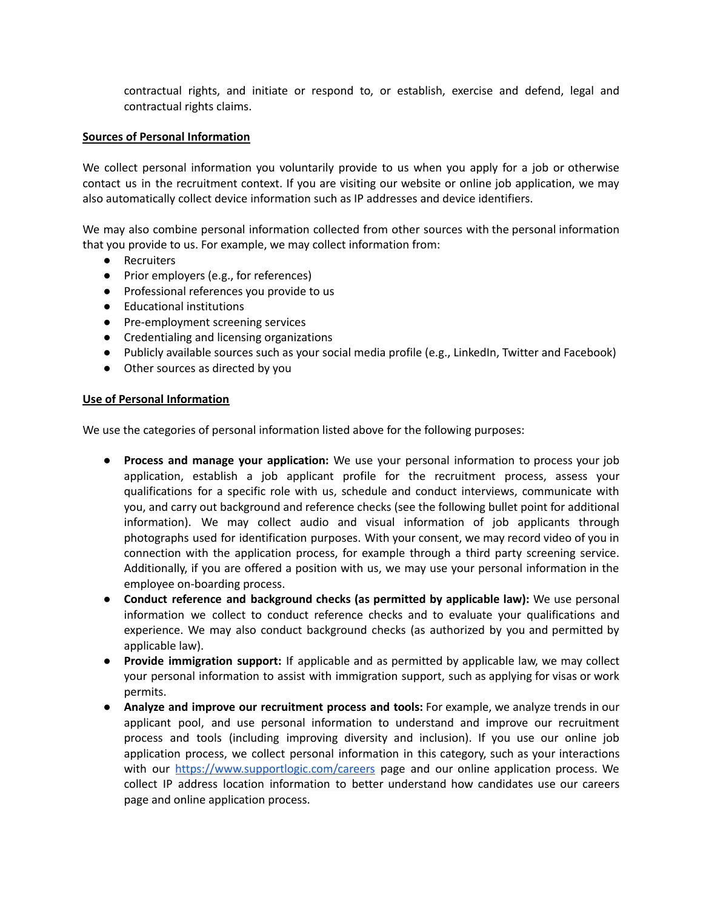contractual rights, and initiate or respond to, or establish, exercise and defend, legal and contractual rights claims.

**Sources of Personal Information**

We collect personal information you voluntarily provide to us when you apply for a job or otherwise contact us in the recruitment context. If you are visiting our website or online job application, we may also automatically collect device information such as IP addresses and device identifiers.

We may also combine personal information collected from other sources with the personal information that you provide to us. For example, we may collect information from:

- Recruiters
- Prior employers (e.g., for references)
- Professional references you provide to us
- Educational institutions
- Pre-employment screening services
- Credentialing and licensing organizations
- Publicly available sources such as your social media profile (e.g., LinkedIn, Twitter and Facebook)
- Other sources as directed by you

**Use of Personal Information**

We use the categories of personal information listed above for the following purposes:

- **Process and manage your application:** We use your personal information to process your job application, establish a job applicant profile for the recruitment process, assess your qualifications for a specific role with us, schedule and conduct interviews, communicate with you, and carry out background and reference checks (see the following bullet point for additional information). We may collect audio and visual information of job applicants through photographs used for identification purposes. With your consent, we may record video of you in connection with the application process, for example through a third party screening service. Additionally, if you are offered a position with us, we may use your personal information in the employee on-boarding process.
- **Conduct reference and background checks (as permitted by applicable law):** We use personal information we collect to conduct reference checks and to evaluate your qualifications and experience. We may also conduct background checks (as authorized by you and permitted by applicable law).
- **Provide immigration support:** If applicable and as permitted by applicable law, we may collect your personal information to assist with immigration support, such as applying for visas or work permits.
- **Analyze and improve our recruitment process and tools:** For example, we analyze trends in our applicant pool, and use personal information to understand and improve our recruitment process and tools (including improving diversity and inclusion). If you use our online job application process, we collect personal information in this category, such as your interactions with our [https://www.supportlogic.com/careers](https://www.supportlogic.com/careers) page and our online application process. We collect IP address location information to better understand how candidates use our careers page and online application process.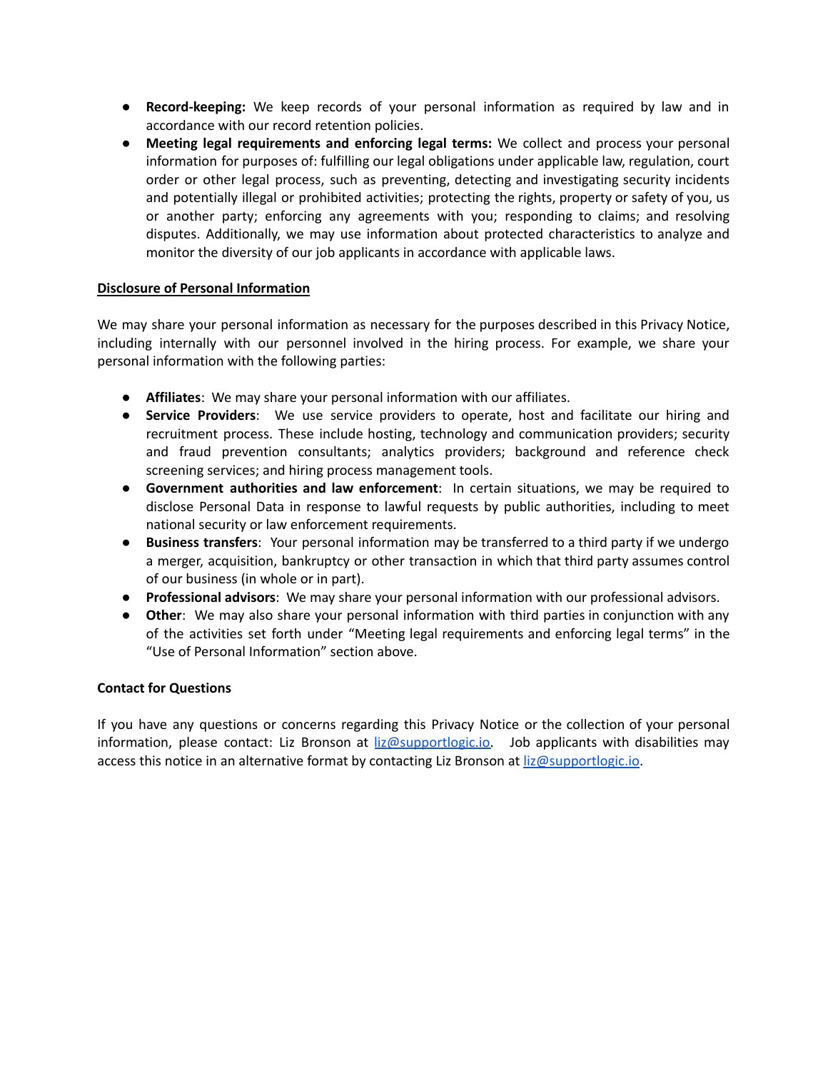- **Record-keeping:** We keep records of your personal information as required by law and in accordance with our record retention policies.
- **Meeting legal requirements and enforcing legal terms:** We collect and process your personal information for purposes of: fulfilling our legal obligations under applicable law, regulation, court order or other legal process, such as preventing, detecting and investigating security incidents and potentially illegal or prohibited activities; protecting the rights, property or safety of you, us or another party; enforcing any agreements with you; responding to claims; and resolving disputes. Additionally, we may use information about protected characteristics to analyze and monitor the diversity of our job applicants in accordance with applicable laws.

**Disclosure of Personal Information**

We may share your personal information as necessary for the purposes described in this Privacy Notice, including internally with our personnel involved in the hiring process. For example, we share your personal information with the following parties:

- **Affiliates**: We may share your personal information with our affiliates.
- **Service Providers**: We use service providers to operate, host and facilitate our hiring and recruitment process. These include hosting, technology and communication providers; security and fraud prevention consultants; analytics providers; background and reference check screening services; and hiring process management tools.
- **Government authorities and law enforcement**: In certain situations, we may be required to disclose Personal Data in response to lawful requests by public authorities, including to meet national security or law enforcement requirements.
- **Business transfers**: Your personal information may be transferred to a third party if we undergo a merger, acquisition, bankruptcy or other transaction in which that third party assumes control of our business (in whole or in part).
- **Professional advisors**: We may share your personal information with our professional advisors.
- **Other**: We may also share your personal information with third parties in conjunction with any of the activities set forth under "Meeting legal requirements and enforcing legal terms" in the "Use of Personal Information" section above.

**Contact for Questions**

If you have any questions or concerns regarding this Privacy Notice or the collection of your personal information, please contact: Liz Bronson at liz@supportlogic.io. Job applicants with disabilities may access this notice in an alternative format by contacting Liz Bronson at liz@supportlogic.io.